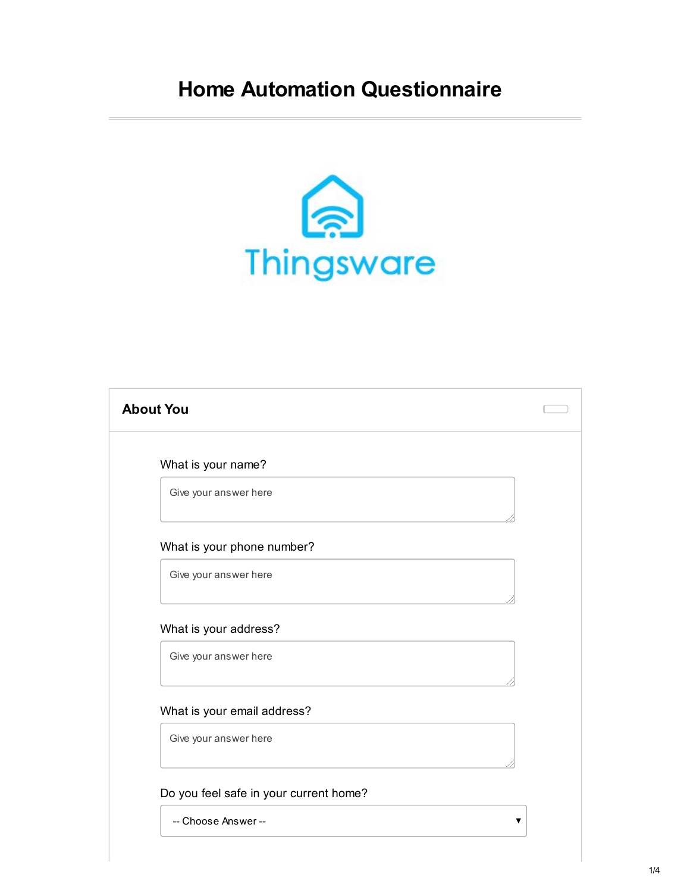# Home Automation Questionnaire

Thingsware

## About You

What is your name?

Give your answer here

What is your phone number?

Give your answer here

What is your address?

Give your answer here

What is your email address?

Give your answer here

Do you feel safe in your current home?

-- Choose Answer --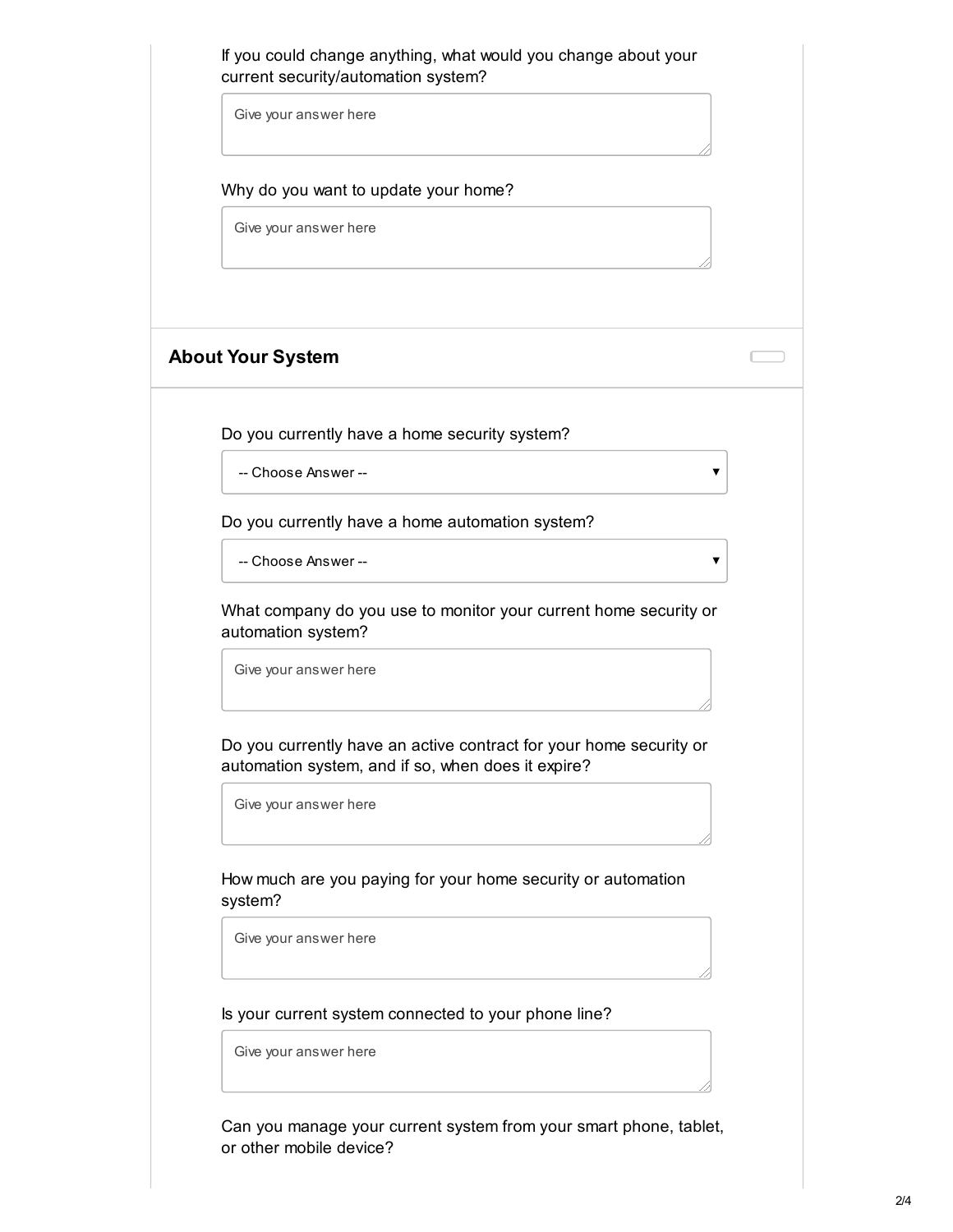If you could change anything, what would you change about your current security/automation system?

Give your answer here

Why do you want to update your home?

Give your answer here

## About Your System

Do you currently have a home security system?

-- Choose Answer --

Do you currently have a home automation system?

-- Choose Answer --

What company do you use to monitor your current home security or automation system?

Give your answer here

Do you currently have an active contract for your home security or automation system, and if so, when does it expire?

Give your answer here

How much are you paying for your home security or automation system?

Give your answer here

Is your current system connected to your phone line?

Give your answer here

Can you manage your current system from your smart phone, tablet, or other mobile device?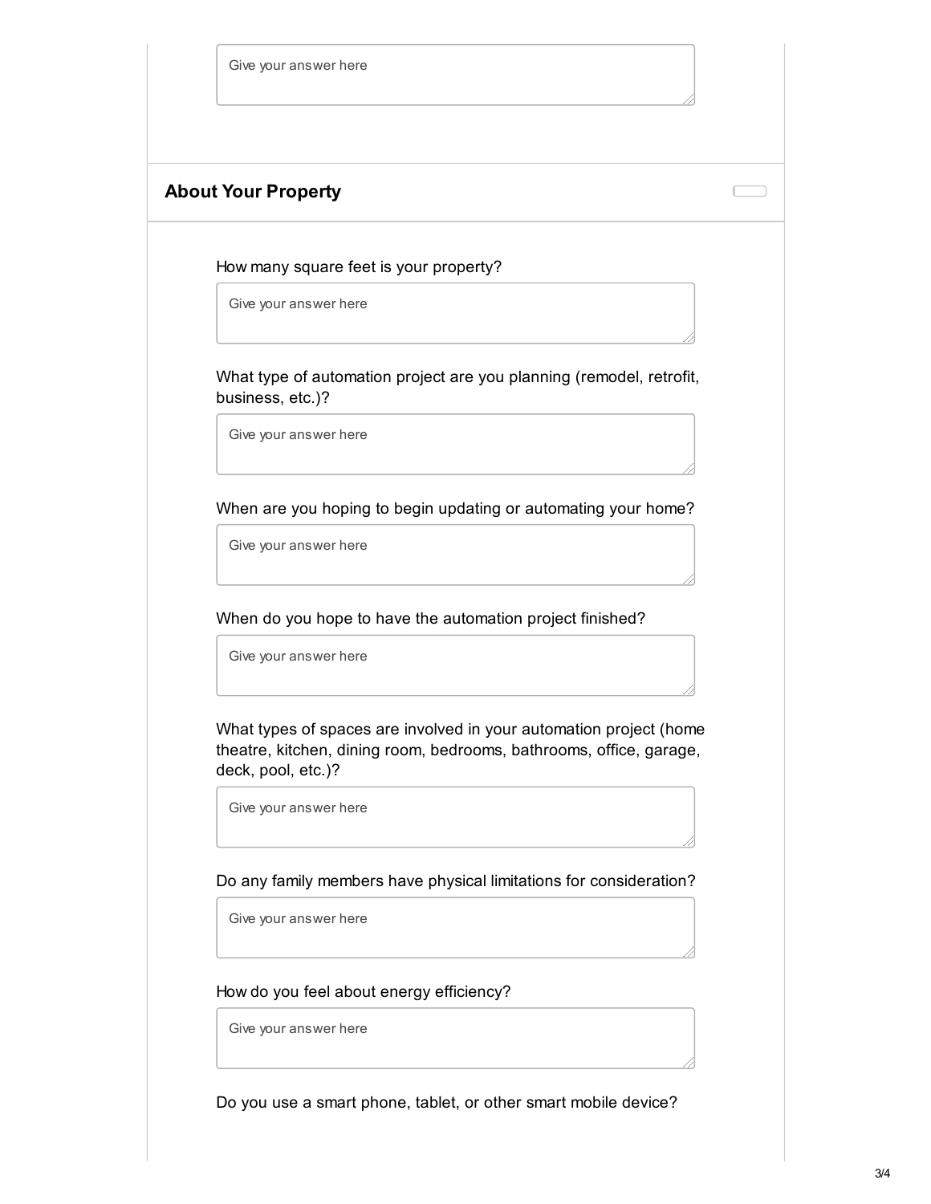Give your answer here

## About Your Property

How many square feet is your property?

Give your answer here

What type of automation project are you planning (remodel, retrofit, business, etc.)?

Give your answer here

When are you hoping to begin updating or automating your home?

Give your answer here

When do you hope to have the automation project finished?

Give your answer here

What types of spaces are involved in your automation project (home theatre, kitchen, dining room, bedrooms, bathrooms, office, garage, deck, pool, etc.)?

Give your answer here

Do any family members have physical limitations for consideration?

Give your answer here

How do you feel about energy efficiency?

Give your answer here

Do you use a smart phone, tablet, or other smart mobile device?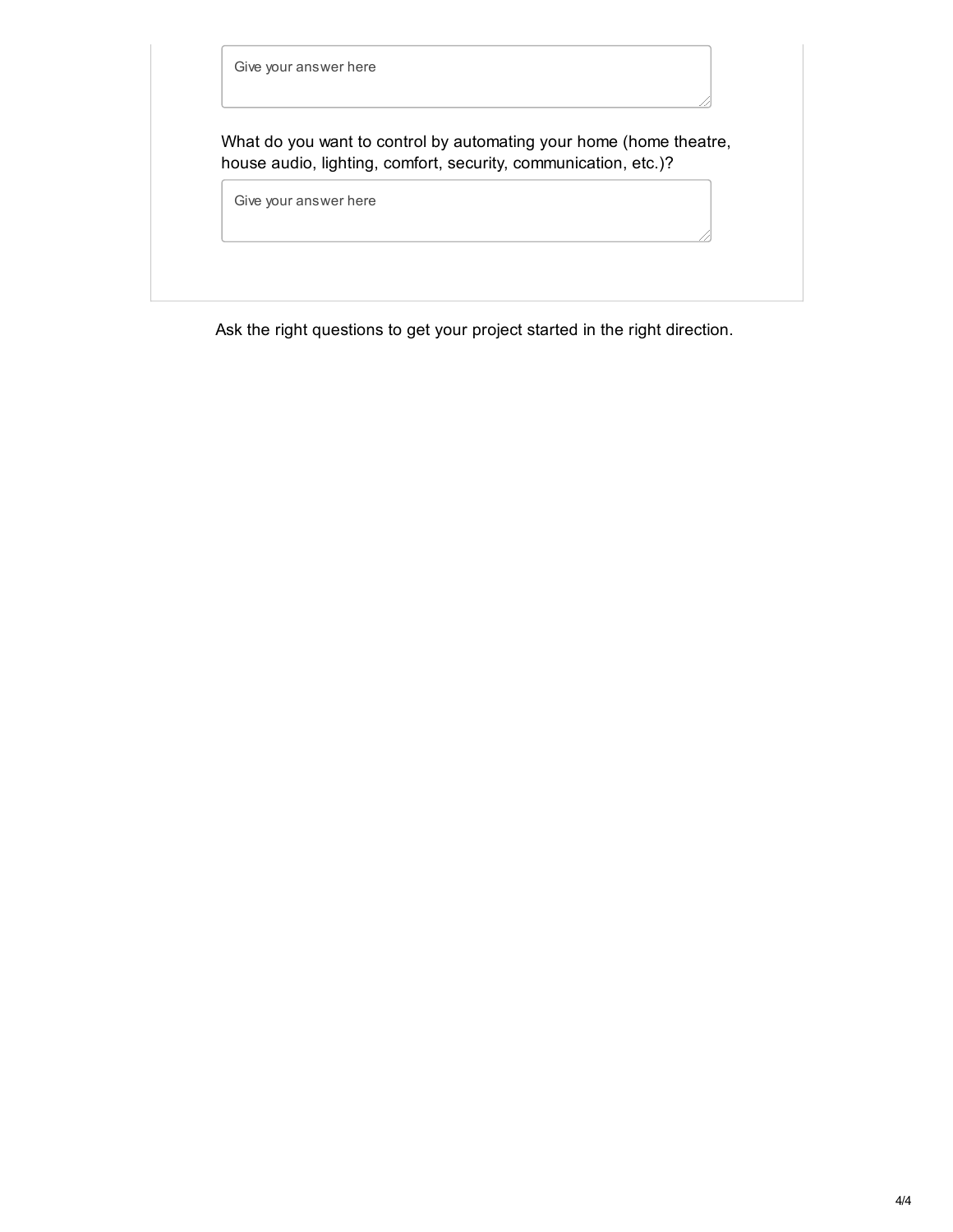Give your answer here

What do you want to control by automating your home (home theatre, house audio, lighting, comfort, security, communication, etc.)?

Give your answer here

Ask the right questions to get your project started in the right direction.